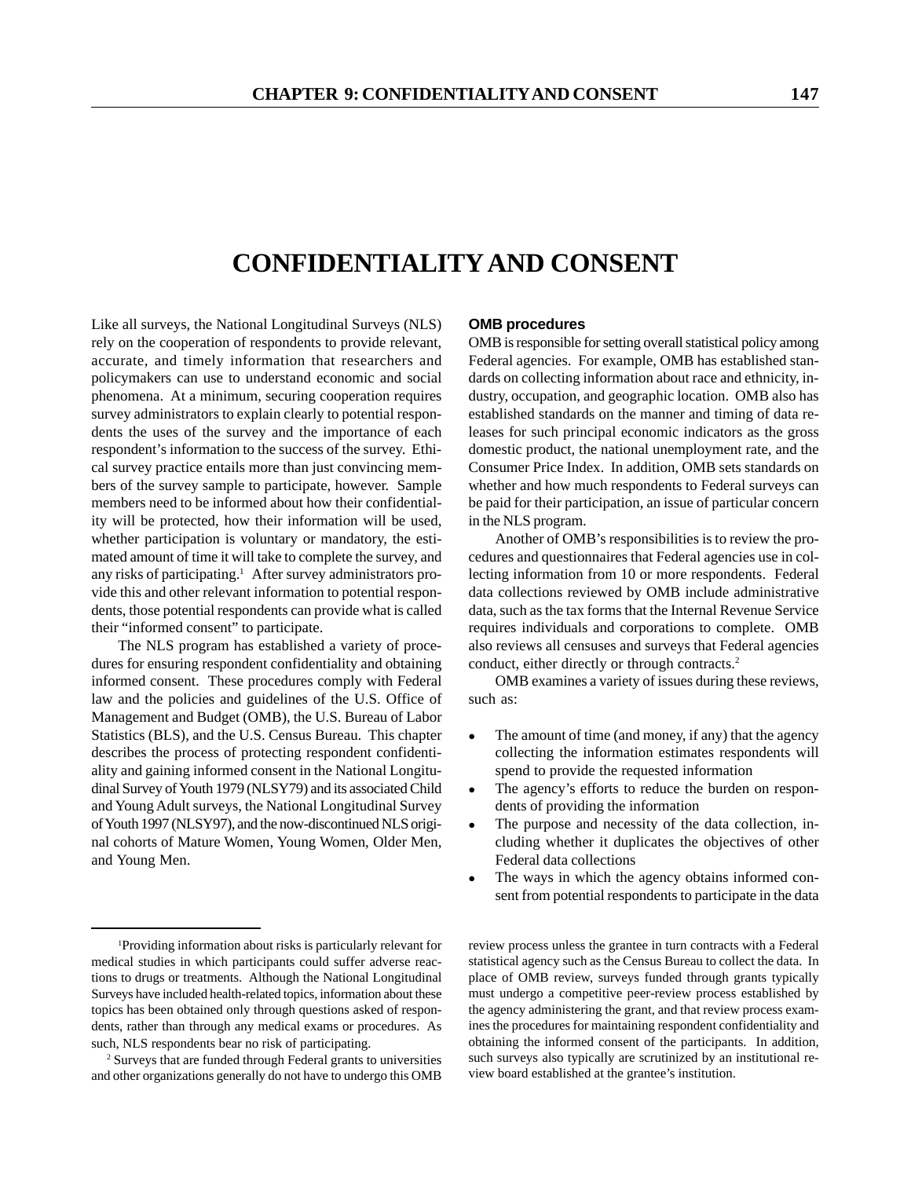# CONFIDENTIALITY AND CONSENT

Like all surveys, the National Longitudinal Surveys (NLS) rely on the cooperation of respondents to provide relevant, accurate, and timely information that researchers and policymakers can use to understand economic and social phenomena. At a minimum, securing cooperation requires survey administrators to explain clearly to potential respondents the uses of the survey and the importance of each respondent's information to the success of the survey. Ethical survey practice entails more than just convincing members of the survey sample to participate, however. Sample members need to be informed about how their confidentiality will be protected, how their information will be used, whether participation is voluntary or mandatory, the estimated amount of time it will take to complete the survey, and any risks of participating.[1] After survey administrators provide this and other relevant information to potential respondents, those potential respondents can provide what is called their "informed consent" to participate.

The NLS program has established a variety of procedures for ensuring respondent confidentiality and obtaining informed consent. These procedures comply with Federal law and the policies and guidelines of the U.S. Office of Management and Budget (OMB), the U.S. Bureau of Labor Statistics (BLS), and the U.S. Census Bureau. This chapter describes the process of protecting respondent confidentiality and gaining informed consent in the National Longitudinal Survey of Youth 1979 (NLSY79) and its associated Child and Young Adult surveys, the National Longitudinal Survey of Youth 1997 (NLSY97), and the now-discontinued NLS original cohorts of Mature Women, Young Women, Older Men, and Young Men.

### OMB procedures

OMB is responsible for setting overall statistical policy among Federal agencies. For example, OMB has established standards on collecting information about race and ethnicity, industry, occupation, and geographic location. OMB also has established standards on the manner and timing of data releases for such principal economic indicators as the gross domestic product, the national unemployment rate, and the Consumer Price Index. In addition, OMB sets standards on whether and how much respondents to Federal surveys can be paid for their participation, an issue of particular concern in the NLS program.

Another of OMB's responsibilities is to review the procedures and questionnaires that Federal agencies use in collecting information from 10 or more respondents. Federal data collections reviewed by OMB include administrative data, such as the tax forms that the Internal Revenue Service requires individuals and corporations to complete. OMB also reviews all censuses and surveys that Federal agencies conduct, either directly or through contracts.[2]

OMB examines a variety of issues during these reviews, such as:

- The amount of time (and money, if any) that the agency collecting the information estimates respondents will spend to provide the requested information
- The agency's efforts to reduce the burden on respondents of providing the information
- The purpose and necessity of the data collection, including whether it duplicates the objectives of other Federal data collections
- The ways in which the agency obtains informed consent from potential respondents to participate in the data

---

[1] Providing information about risks is particularly relevant for medical studies in which participants could suffer adverse reactions to drugs or treatments. Although the National Longitudinal Surveys have included health-related topics, information about these topics has been obtained only through questions asked of respondents, rather than through any medical exams or procedures. As such, NLS respondents bear no risk of participating.

[2] Surveys that are funded through Federal grants to universities and other organizations generally do not have to undergo this OMB review process unless the grantee in turn contracts with a Federal statistical agency such as the Census Bureau to collect the data. In place of OMB review, surveys funded through grants typically must undergo a competitive peer-review process established by the agency administering the grant, and that review process examines the procedures for maintaining respondent confidentiality and obtaining the informed consent of the participants. In addition, such surveys also typically are scrutinized by an institutional review board established at the grantee's institution.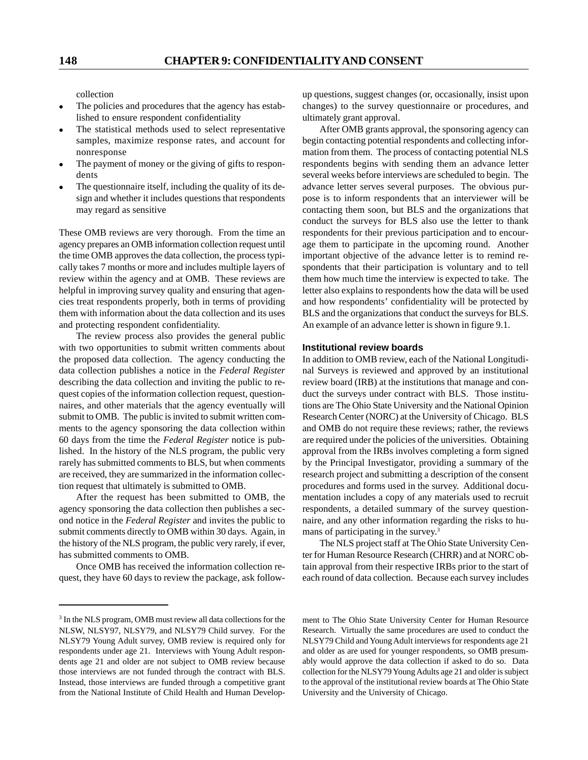collection

- The policies and procedures that the agency has established to ensure respondent confidentiality
- The statistical methods used to select representative samples, maximize response rates, and account for nonresponse
- The payment of money or the giving of gifts to respondents
- The questionnaire itself, including the quality of its design and whether it includes questions that respondents may regard as sensitive

These OMB reviews are very thorough. From the time an agency prepares an OMB information collection request until the time OMB approves the data collection, the process typically takes 7 months or more and includes multiple layers of review within the agency and at OMB. These reviews are helpful in improving survey quality and ensuring that agencies treat respondents properly, both in terms of providing them with information about the data collection and its uses and protecting respondent confidentiality.

The review process also provides the general public with two opportunities to submit written comments about the proposed data collection. The agency conducting the data collection publishes a notice in the *Federal Register* describing the data collection and inviting the public to request copies of the information collection request, questionnaires, and other materials that the agency eventually will submit to OMB. The public is invited to submit written comments to the agency sponsoring the data collection within 60 days from the time the *Federal Register* notice is published. In the history of the NLS program, the public very rarely has submitted comments to BLS, but when comments are received, they are summarized in the information collection request that ultimately is submitted to OMB.

After the request has been submitted to OMB, the agency sponsoring the data collection then publishes a second notice in the *Federal Register* and invites the public to submit comments directly to OMB within 30 days. Again, in the history of the NLS program, the public very rarely, if ever, has submitted comments to OMB.

Once OMB has received the information collection request, they have 60 days to review the package, ask follow-up questions, suggest changes (or, occasionally, insist upon changes) to the survey questionnaire or procedures, and ultimately grant approval.

After OMB grants approval, the sponsoring agency can begin contacting potential respondents and collecting information from them. The process of contacting potential NLS respondents begins with sending them an advance letter several weeks before interviews are scheduled to begin. The advance letter serves several purposes. The obvious purpose is to inform respondents that an interviewer will be contacting them soon, but BLS and the organizations that conduct the surveys for BLS also use the letter to thank respondents for their previous participation and to encourage them to participate in the upcoming round. Another important objective of the advance letter is to remind respondents that their participation is voluntary and to tell them how much time the interview is expected to take. The letter also explains to respondents how the data will be used and how respondents' confidentiality will be protected by BLS and the organizations that conduct the surveys for BLS. An example of an advance letter is shown in figure 9.1.

### Institutional review boards

In addition to OMB review, each of the National Longitudinal Surveys is reviewed and approved by an institutional review board (IRB) at the institutions that manage and conduct the surveys under contract with BLS. Those institutions are The Ohio State University and the National Opinion Research Center (NORC) at the University of Chicago. BLS and OMB do not require these reviews; rather, the reviews are required under the policies of the universities. Obtaining approval from the IRBs involves completing a form signed by the Principal Investigator, providing a summary of the research project and submitting a description of the consent procedures and forms used in the survey. Additional documentation includes a copy of any materials used to recruit respondents, a detailed summary of the survey questionnaire, and any other information regarding the risks to humans of participating in the survey.[3]

The NLS project staff at The Ohio State University Center for Human Resource Research (CHRR) and at NORC obtain approval from their respective IRBs prior to the start of each round of data collection. Because each survey includes

---

[3] In the NLS program, OMB must review all data collections for the NLSW, NLSY97, NLSY79, and NLSY79 Child survey. For the NLSY79 Young Adult survey, OMB review is required only for respondents under age 21. Interviews with Young Adult respondents age 21 and older are not subject to OMB review because those interviews are not funded through the contract with BLS. Instead, those interviews are funded through a competitive grant from the National Institute of Child Health and Human Development to The Ohio State University Center for Human Resource Research. Virtually the same procedures are used to conduct the NLSY79 Child and Young Adult interviews for respondents age 21 and older as are used for younger respondents, so OMB presumably would approve the data collection if asked to do so. Data collection for the NLSY79 Young Adults age 21 and older is subject to the approval of the institutional review boards at The Ohio State University and the University of Chicago.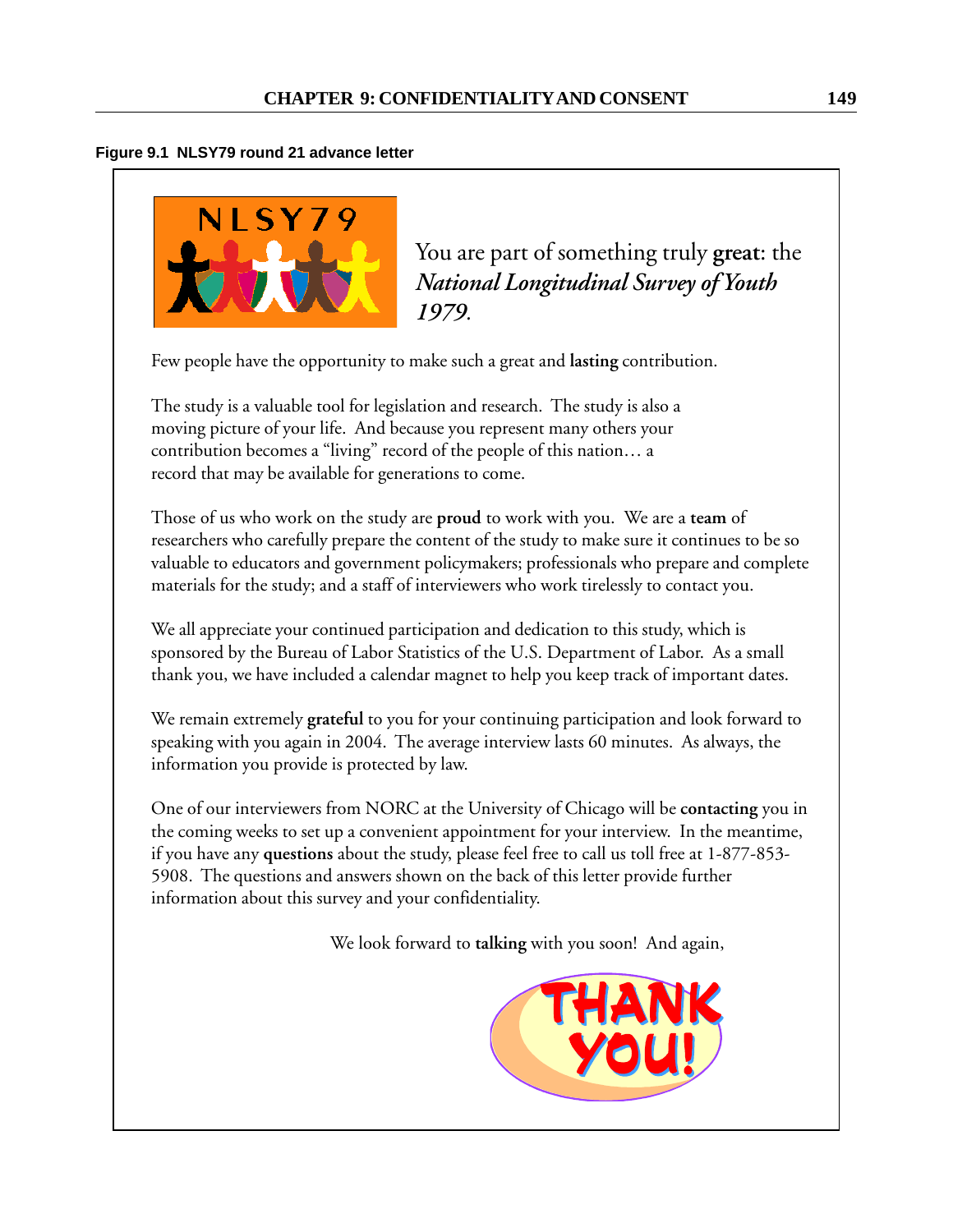**Figure 9.1 NLSY79 round 21 advance letter**

NLSY79

You are part of something truly **great**: the *National Longitudinal Survey of Youth 1979*.

Few people have the opportunity to make such a great and **lasting** contribution.

The study is a valuable tool for legislation and research. The study is also a moving picture of your life. And because you represent many others your contribution becomes a "living" record of the people of this nation… a record that may be available for generations to come.

Those of us who work on the study are **proud** to work with you. We are a **team** of researchers who carefully prepare the content of the study to make sure it continues to be so valuable to educators and government policymakers; professionals who prepare and complete materials for the study; and a staff of interviewers who work tirelessly to contact you.

We all appreciate your continued participation and dedication to this study, which is sponsored by the Bureau of Labor Statistics of the U.S. Department of Labor. As a small thank you, we have included a calendar magnet to help you keep track of important dates.

We remain extremely **grateful** to you for your continuing participation and look forward to speaking with you again in 2004. The average interview lasts 60 minutes. As always, the information you provide is protected by law.

One of our interviewers from NORC at the University of Chicago will be **contacting** you in the coming weeks to set up a convenient appointment for your interview. In the meantime, if you have any **questions** about the study, please feel free to call us toll free at 1-877-853-5908. The questions and answers shown on the back of this letter provide further information about this survey and your confidentiality.

We look forward to **talking** with you soon! And again,

THANK YOU!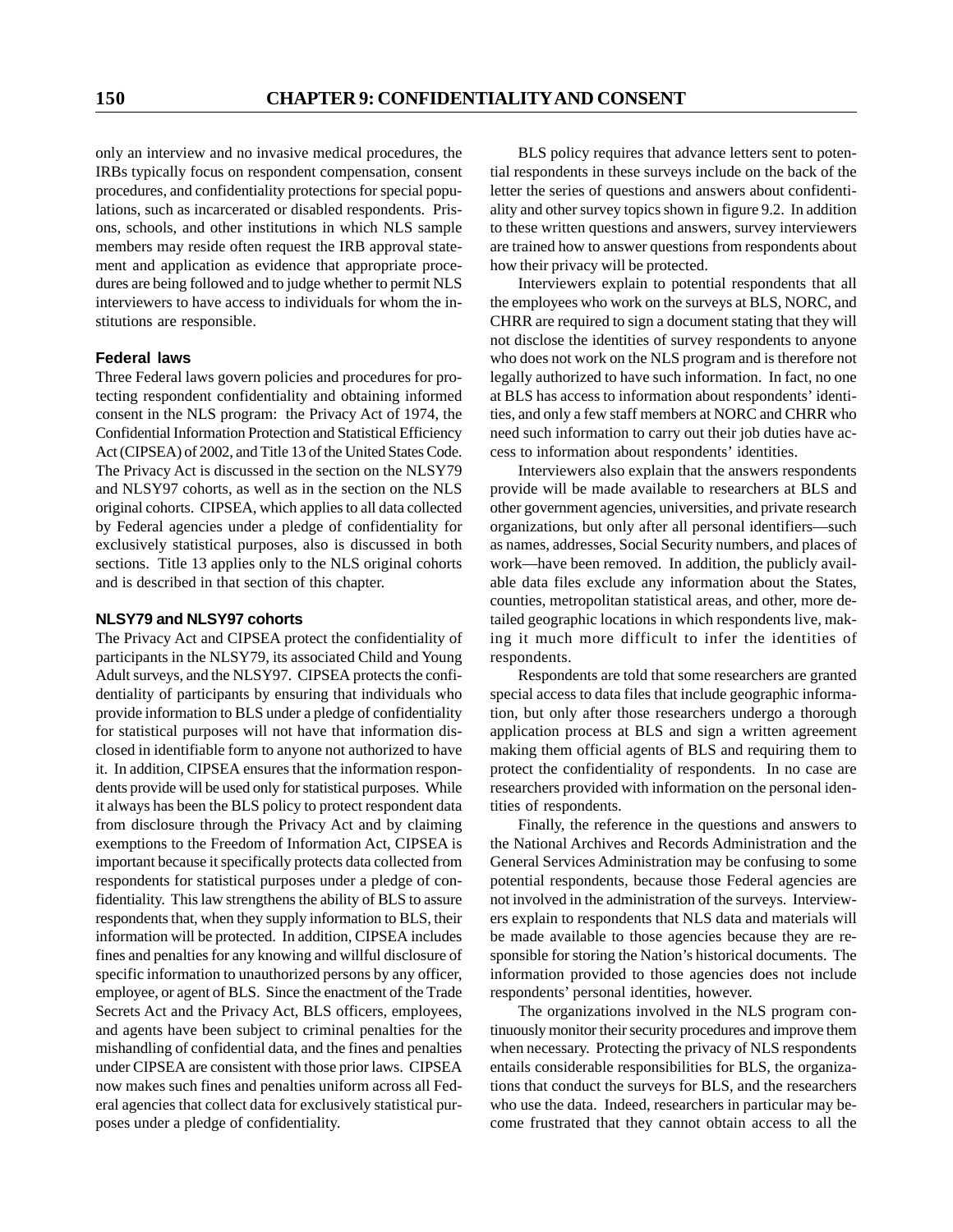only an interview and no invasive medical procedures, the IRBs typically focus on respondent compensation, consent procedures, and confidentiality protections for special populations, such as incarcerated or disabled respondents. Prisons, schools, and other institutions in which NLS sample members may reside often request the IRB approval statement and application as evidence that appropriate procedures are being followed and to judge whether to permit NLS interviewers to have access to individuals for whom the institutions are responsible.

### Federal laws

Three Federal laws govern policies and procedures for protecting respondent confidentiality and obtaining informed consent in the NLS program: the Privacy Act of 1974, the Confidential Information Protection and Statistical Efficiency Act (CIPSEA) of 2002, and Title 13 of the United States Code. The Privacy Act is discussed in the section on the NLSY79 and NLSY97 cohorts, as well as in the section on the NLS original cohorts. CIPSEA, which applies to all data collected by Federal agencies under a pledge of confidentiality for exclusively statistical purposes, also is discussed in both sections. Title 13 applies only to the NLS original cohorts and is described in that section of this chapter.

### NLSY79 and NLSY97 cohorts

The Privacy Act and CIPSEA protect the confidentiality of participants in the NLSY79, its associated Child and Young Adult surveys, and the NLSY97. CIPSEA protects the confidentiality of participants by ensuring that individuals who provide information to BLS under a pledge of confidentiality for statistical purposes will not have that information disclosed in identifiable form to anyone not authorized to have it. In addition, CIPSEA ensures that the information respondents provide will be used only for statistical purposes. While it always has been the BLS policy to protect respondent data from disclosure through the Privacy Act and by claiming exemptions to the Freedom of Information Act, CIPSEA is important because it specifically protects data collected from respondents for statistical purposes under a pledge of confidentiality. This law strengthens the ability of BLS to assure respondents that, when they supply information to BLS, their information will be protected. In addition, CIPSEA includes fines and penalties for any knowing and willful disclosure of specific information to unauthorized persons by any officer, employee, or agent of BLS. Since the enactment of the Trade Secrets Act and the Privacy Act, BLS officers, employees, and agents have been subject to criminal penalties for the mishandling of confidential data, and the fines and penalties under CIPSEA are consistent with those prior laws. CIPSEA now makes such fines and penalties uniform across all Federal agencies that collect data for exclusively statistical purposes under a pledge of confidentiality.

BLS policy requires that advance letters sent to potential respondents in these surveys include on the back of the letter the series of questions and answers about confidentiality and other survey topics shown in figure 9.2. In addition to these written questions and answers, survey interviewers are trained how to answer questions from respondents about how their privacy will be protected.

Interviewers explain to potential respondents that all the employees who work on the surveys at BLS, NORC, and CHRR are required to sign a document stating that they will not disclose the identities of survey respondents to anyone who does not work on the NLS program and is therefore not legally authorized to have such information. In fact, no one at BLS has access to information about respondents' identities, and only a few staff members at NORC and CHRR who need such information to carry out their job duties have access to information about respondents' identities.

Interviewers also explain that the answers respondents provide will be made available to researchers at BLS and other government agencies, universities, and private research organizations, but only after all personal identifiers—such as names, addresses, Social Security numbers, and places of work—have been removed. In addition, the publicly available data files exclude any information about the States, counties, metropolitan statistical areas, and other, more detailed geographic locations in which respondents live, making it much more difficult to infer the identities of respondents.

Respondents are told that some researchers are granted special access to data files that include geographic information, but only after those researchers undergo a thorough application process at BLS and sign a written agreement making them official agents of BLS and requiring them to protect the confidentiality of respondents. In no case are researchers provided with information on the personal identities of respondents.

Finally, the reference in the questions and answers to the National Archives and Records Administration and the General Services Administration may be confusing to some potential respondents, because those Federal agencies are not involved in the administration of the surveys. Interviewers explain to respondents that NLS data and materials will be made available to those agencies because they are responsible for storing the Nation's historical documents. The information provided to those agencies does not include respondents' personal identities, however.

The organizations involved in the NLS program continuously monitor their security procedures and improve them when necessary. Protecting the privacy of NLS respondents entails considerable responsibilities for BLS, the organizations that conduct the surveys for BLS, and the researchers who use the data. Indeed, researchers in particular may become frustrated that they cannot obtain access to all the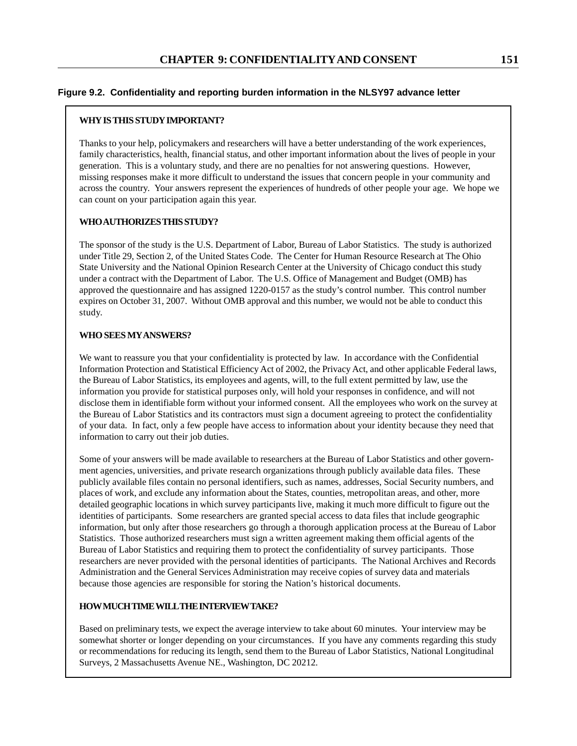**Figure 9.2. Confidentiality and reporting burden information in the NLSY97 advance letter**

**WHY IS THIS STUDY IMPORTANT?**

Thanks to your help, policymakers and researchers will have a better understanding of the work experiences, family characteristics, health, financial status, and other important information about the lives of people in your generation. This is a voluntary study, and there are no penalties for not answering questions. However, missing responses make it more difficult to understand the issues that concern people in your community and across the country. Your answers represent the experiences of hundreds of other people your age. We hope we can count on your participation again this year.

**WHO AUTHORIZES THIS STUDY?**

The sponsor of the study is the U.S. Department of Labor, Bureau of Labor Statistics. The study is authorized under Title 29, Section 2, of the United States Code. The Center for Human Resource Research at The Ohio State University and the National Opinion Research Center at the University of Chicago conduct this study under a contract with the Department of Labor. The U.S. Office of Management and Budget (OMB) has approved the questionnaire and has assigned 1220-0157 as the study's control number. This control number expires on October 31, 2007. Without OMB approval and this number, we would not be able to conduct this study.

**WHO SEES MY ANSWERS?**

We want to reassure you that your confidentiality is protected by law. In accordance with the Confidential Information Protection and Statistical Efficiency Act of 2002, the Privacy Act, and other applicable Federal laws, the Bureau of Labor Statistics, its employees and agents, will, to the full extent permitted by law, use the information you provide for statistical purposes only, will hold your responses in confidence, and will not disclose them in identifiable form without your informed consent. All the employees who work on the survey at the Bureau of Labor Statistics and its contractors must sign a document agreeing to protect the confidentiality of your data. In fact, only a few people have access to information about your identity because they need that information to carry out their job duties.

Some of your answers will be made available to researchers at the Bureau of Labor Statistics and other government agencies, universities, and private research organizations through publicly available data files. These publicly available files contain no personal identifiers, such as names, addresses, Social Security numbers, and places of work, and exclude any information about the States, counties, metropolitan areas, and other, more detailed geographic locations in which survey participants live, making it much more difficult to figure out the identities of participants. Some researchers are granted special access to data files that include geographic information, but only after those researchers go through a thorough application process at the Bureau of Labor Statistics. Those authorized researchers must sign a written agreement making them official agents of the Bureau of Labor Statistics and requiring them to protect the confidentiality of survey participants. Those researchers are never provided with the personal identities of participants. The National Archives and Records Administration and the General Services Administration may receive copies of survey data and materials because those agencies are responsible for storing the Nation's historical documents.

**HOW MUCH TIME WILL THE INTERVIEW TAKE?**

Based on preliminary tests, we expect the average interview to take about 60 minutes. Your interview may be somewhat shorter or longer depending on your circumstances. If you have any comments regarding this study or recommendations for reducing its length, send them to the Bureau of Labor Statistics, National Longitudinal Surveys, 2 Massachusetts Avenue NE., Washington, DC 20212.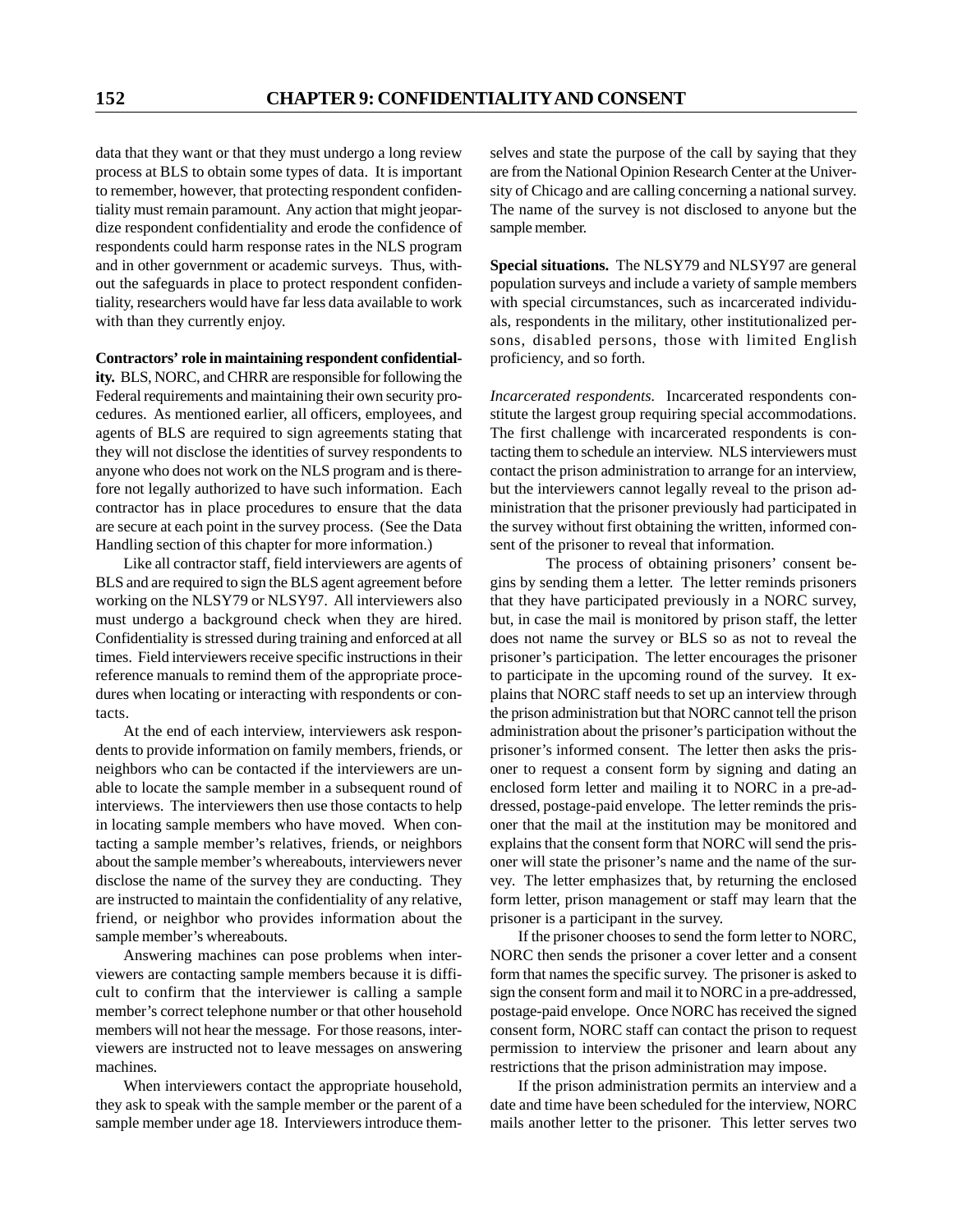data that they want or that they must undergo a long review process at BLS to obtain some types of data. It is important to remember, however, that protecting respondent confidentiality must remain paramount. Any action that might jeopardize respondent confidentiality and erode the confidence of respondents could harm response rates in the NLS program and in other government or academic surveys. Thus, without the safeguards in place to protect respondent confidentiality, researchers would have far less data available to work with than they currently enjoy.

**Contractors' role in maintaining respondent confidentiality.** BLS, NORC, and CHRR are responsible for following the Federal requirements and maintaining their own security procedures. As mentioned earlier, all officers, employees, and agents of BLS are required to sign agreements stating that they will not disclose the identities of survey respondents to anyone who does not work on the NLS program and is therefore not legally authorized to have such information. Each contractor has in place procedures to ensure that the data are secure at each point in the survey process. (See the Data Handling section of this chapter for more information.)

Like all contractor staff, field interviewers are agents of BLS and are required to sign the BLS agent agreement before working on the NLSY79 or NLSY97. All interviewers also must undergo a background check when they are hired. Confidentiality is stressed during training and enforced at all times. Field interviewers receive specific instructions in their reference manuals to remind them of the appropriate procedures when locating or interacting with respondents or contacts.

At the end of each interview, interviewers ask respondents to provide information on family members, friends, or neighbors who can be contacted if the interviewers are unable to locate the sample member in a subsequent round of interviews. The interviewers then use those contacts to help in locating sample members who have moved. When contacting a sample member's relatives, friends, or neighbors about the sample member's whereabouts, interviewers never disclose the name of the survey they are conducting. They are instructed to maintain the confidentiality of any relative, friend, or neighbor who provides information about the sample member's whereabouts.

Answering machines can pose problems when interviewers are contacting sample members because it is difficult to confirm that the interviewer is calling a sample member's correct telephone number or that other household members will not hear the message. For those reasons, interviewers are instructed not to leave messages on answering machines.

When interviewers contact the appropriate household, they ask to speak with the sample member or the parent of a sample member under age 18. Interviewers introduce themselves and state the purpose of the call by saying that they are from the National Opinion Research Center at the University of Chicago and are calling concerning a national survey. The name of the survey is not disclosed to anyone but the sample member.

**Special situations.** The NLSY79 and NLSY97 are general population surveys and include a variety of sample members with special circumstances, such as incarcerated individuals, respondents in the military, other institutionalized persons, disabled persons, those with limited English proficiency, and so forth.

*Incarcerated respondents.* Incarcerated respondents constitute the largest group requiring special accommodations. The first challenge with incarcerated respondents is contacting them to schedule an interview. NLS interviewers must contact the prison administration to arrange for an interview, but the interviewers cannot legally reveal to the prison administration that the prisoner previously had participated in the survey without first obtaining the written, informed consent of the prisoner to reveal that information.

The process of obtaining prisoners' consent begins by sending them a letter. The letter reminds prisoners that they have participated previously in a NORC survey, but, in case the mail is monitored by prison staff, the letter does not name the survey or BLS so as not to reveal the prisoner's participation. The letter encourages the prisoner to participate in the upcoming round of the survey. It explains that NORC staff needs to set up an interview through the prison administration but that NORC cannot tell the prison administration about the prisoner's participation without the prisoner's informed consent. The letter then asks the prisoner to request a consent form by signing and dating an enclosed form letter and mailing it to NORC in a pre-addressed, postage-paid envelope. The letter reminds the prisoner that the mail at the institution may be monitored and explains that the consent form that NORC will send the prisoner will state the prisoner's name and the name of the survey. The letter emphasizes that, by returning the enclosed form letter, prison management or staff may learn that the prisoner is a participant in the survey.

If the prisoner chooses to send the form letter to NORC, NORC then sends the prisoner a cover letter and a consent form that names the specific survey. The prisoner is asked to sign the consent form and mail it to NORC in a pre-addressed, postage-paid envelope. Once NORC has received the signed consent form, NORC staff can contact the prison to request permission to interview the prisoner and learn about any restrictions that the prison administration may impose.

If the prison administration permits an interview and a date and time have been scheduled for the interview, NORC mails another letter to the prisoner. This letter serves two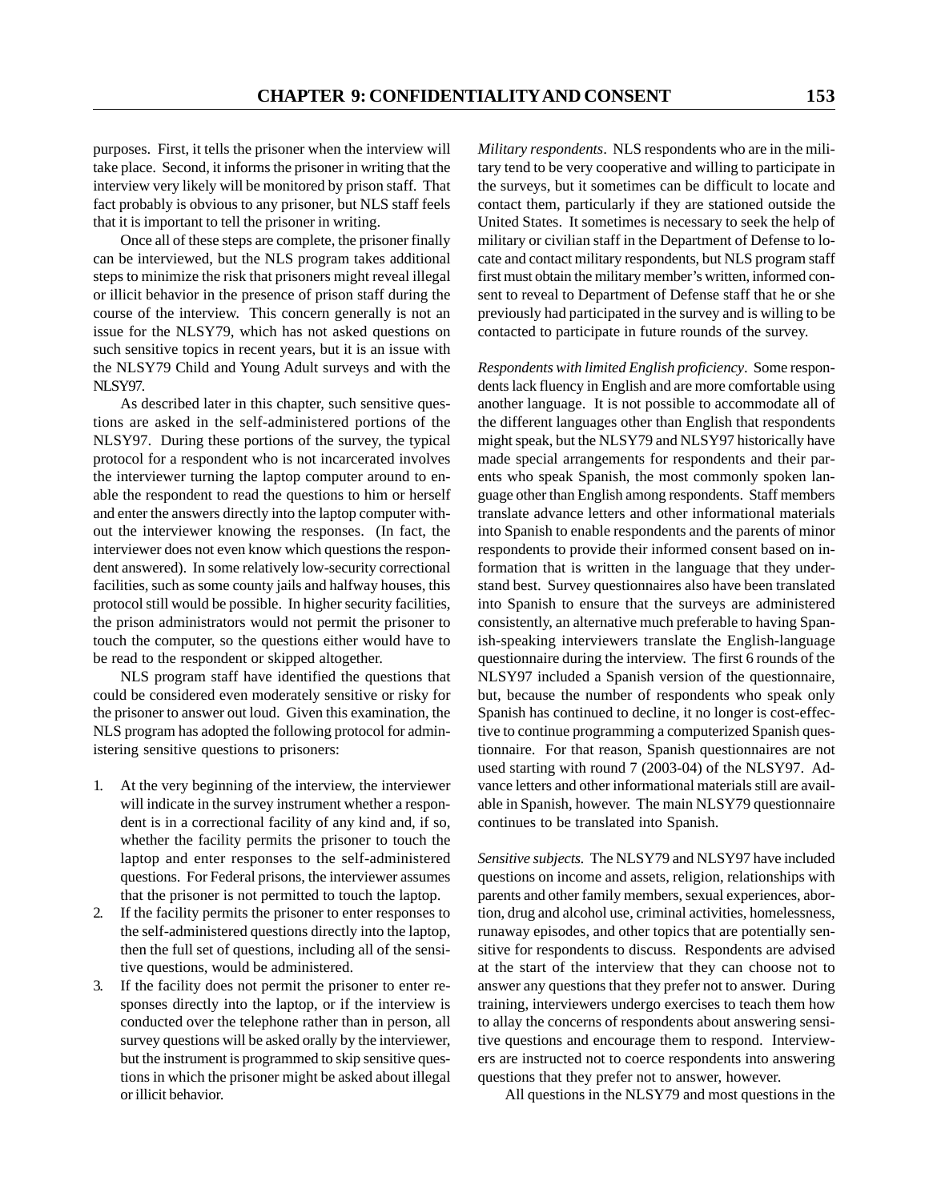purposes. First, it tells the prisoner when the interview will take place. Second, it informs the prisoner in writing that the interview very likely will be monitored by prison staff. That fact probably is obvious to any prisoner, but NLS staff feels that it is important to tell the prisoner in writing.

Once all of these steps are complete, the prisoner finally can be interviewed, but the NLS program takes additional steps to minimize the risk that prisoners might reveal illegal or illicit behavior in the presence of prison staff during the course of the interview. This concern generally is not an issue for the NLSY79, which has not asked questions on such sensitive topics in recent years, but it is an issue with the NLSY79 Child and Young Adult surveys and with the NLSY97.

As described later in this chapter, such sensitive questions are asked in the self-administered portions of the NLSY97. During these portions of the survey, the typical protocol for a respondent who is not incarcerated involves the interviewer turning the laptop computer around to enable the respondent to read the questions to him or herself and enter the answers directly into the laptop computer without the interviewer knowing the responses. (In fact, the interviewer does not even know which questions the respondent answered). In some relatively low-security correctional facilities, such as some county jails and halfway houses, this protocol still would be possible. In higher security facilities, the prison administrators would not permit the prisoner to touch the computer, so the questions either would have to be read to the respondent or skipped altogether.

NLS program staff have identified the questions that could be considered even moderately sensitive or risky for the prisoner to answer out loud. Given this examination, the NLS program has adopted the following protocol for administering sensitive questions to prisoners:

1. At the very beginning of the interview, the interviewer will indicate in the survey instrument whether a respondent is in a correctional facility of any kind and, if so, whether the facility permits the prisoner to touch the laptop and enter responses to the self-administered questions. For Federal prisons, the interviewer assumes that the prisoner is not permitted to touch the laptop.
2. If the facility permits the prisoner to enter responses to the self-administered questions directly into the laptop, then the full set of questions, including all of the sensitive questions, would be administered.
3. If the facility does not permit the prisoner to enter responses directly into the laptop, or if the interview is conducted over the telephone rather than in person, all survey questions will be asked orally by the interviewer, but the instrument is programmed to skip sensitive questions in which the prisoner might be asked about illegal or illicit behavior.

*Military respondents*. NLS respondents who are in the military tend to be very cooperative and willing to participate in the surveys, but it sometimes can be difficult to locate and contact them, particularly if they are stationed outside the United States. It sometimes is necessary to seek the help of military or civilian staff in the Department of Defense to locate and contact military respondents, but NLS program staff first must obtain the military member's written, informed consent to reveal to Department of Defense staff that he or she previously had participated in the survey and is willing to be contacted to participate in future rounds of the survey.

*Respondents with limited English proficiency*. Some respondents lack fluency in English and are more comfortable using another language. It is not possible to accommodate all of the different languages other than English that respondents might speak, but the NLSY79 and NLSY97 historically have made special arrangements for respondents and their parents who speak Spanish, the most commonly spoken language other than English among respondents. Staff members translate advance letters and other informational materials into Spanish to enable respondents and the parents of minor respondents to provide their informed consent based on information that is written in the language that they understand best. Survey questionnaires also have been translated into Spanish to ensure that the surveys are administered consistently, an alternative much preferable to having Spanish-speaking interviewers translate the English-language questionnaire during the interview. The first 6 rounds of the NLSY97 included a Spanish version of the questionnaire, but, because the number of respondents who speak only Spanish has continued to decline, it no longer is cost-effective to continue programming a computerized Spanish questionnaire. For that reason, Spanish questionnaires are not used starting with round 7 (2003-04) of the NLSY97. Advance letters and other informational materials still are available in Spanish, however. The main NLSY79 questionnaire continues to be translated into Spanish.

*Sensitive subjects.* The NLSY79 and NLSY97 have included questions on income and assets, religion, relationships with parents and other family members, sexual experiences, abortion, drug and alcohol use, criminal activities, homelessness, runaway episodes, and other topics that are potentially sensitive for respondents to discuss. Respondents are advised at the start of the interview that they can choose not to answer any questions that they prefer not to answer. During training, interviewers undergo exercises to teach them how to allay the concerns of respondents about answering sensitive questions and encourage them to respond. Interviewers are instructed not to coerce respondents into answering questions that they prefer not to answer, however.

All questions in the NLSY79 and most questions in the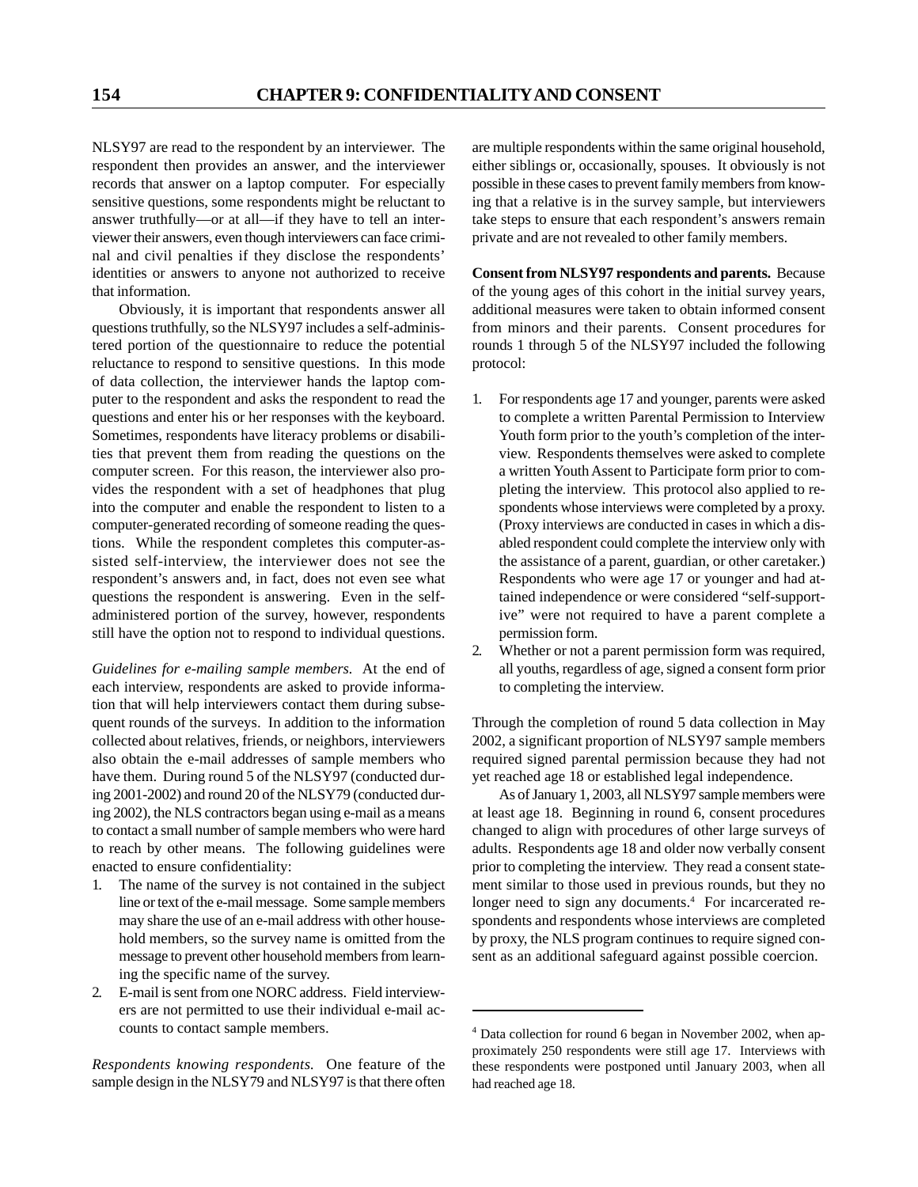NLSY97 are read to the respondent by an interviewer. The respondent then provides an answer, and the interviewer records that answer on a laptop computer. For especially sensitive questions, some respondents might be reluctant to answer truthfully—or at all—if they have to tell an interviewer their answers, even though interviewers can face criminal and civil penalties if they disclose the respondents' identities or answers to anyone not authorized to receive that information.

Obviously, it is important that respondents answer all questions truthfully, so the NLSY97 includes a self-administered portion of the questionnaire to reduce the potential reluctance to respond to sensitive questions. In this mode of data collection, the interviewer hands the laptop computer to the respondent and asks the respondent to read the questions and enter his or her responses with the keyboard. Sometimes, respondents have literacy problems or disabilities that prevent them from reading the questions on the computer screen. For this reason, the interviewer also provides the respondent with a set of headphones that plug into the computer and enable the respondent to listen to a computer-generated recording of someone reading the questions. While the respondent completes this computer-assisted self-interview, the interviewer does not see the respondent's answers and, in fact, does not even see what questions the respondent is answering. Even in the self-administered portion of the survey, however, respondents still have the option not to respond to individual questions.

*Guidelines for e-mailing sample members.* At the end of each interview, respondents are asked to provide information that will help interviewers contact them during subsequent rounds of the surveys. In addition to the information collected about relatives, friends, or neighbors, interviewers also obtain the e-mail addresses of sample members who have them. During round 5 of the NLSY97 (conducted during 2001-2002) and round 20 of the NLSY79 (conducted during 2002), the NLS contractors began using e-mail as a means to contact a small number of sample members who were hard to reach by other means. The following guidelines were enacted to ensure confidentiality:

1. The name of the survey is not contained in the subject line or text of the e-mail message. Some sample members may share the use of an e-mail address with other household members, so the survey name is omitted from the message to prevent other household members from learning the specific name of the survey.
2. E-mail is sent from one NORC address. Field interviewers are not permitted to use their individual e-mail accounts to contact sample members.

*Respondents knowing respondents.* One feature of the sample design in the NLSY79 and NLSY97 is that there often are multiple respondents within the same original household, either siblings or, occasionally, spouses. It obviously is not possible in these cases to prevent family members from knowing that a relative is in the survey sample, but interviewers take steps to ensure that each respondent's answers remain private and are not revealed to other family members.

**Consent from NLSY97 respondents and parents.** Because of the young ages of this cohort in the initial survey years, additional measures were taken to obtain informed consent from minors and their parents. Consent procedures for rounds 1 through 5 of the NLSY97 included the following protocol:

1. For respondents age 17 and younger, parents were asked to complete a written Parental Permission to Interview Youth form prior to the youth's completion of the interview. Respondents themselves were asked to complete a written Youth Assent to Participate form prior to completing the interview. This protocol also applied to respondents whose interviews were completed by a proxy. (Proxy interviews are conducted in cases in which a disabled respondent could complete the interview only with the assistance of a parent, guardian, or other caretaker.) Respondents who were age 17 or younger and had attained independence or were considered "self-supportive" were not required to have a parent complete a permission form.
2. Whether or not a parent permission form was required, all youths, regardless of age, signed a consent form prior to completing the interview.

Through the completion of round 5 data collection in May 2002, a significant proportion of NLSY97 sample members required signed parental permission because they had not yet reached age 18 or established legal independence.

As of January 1, 2003, all NLSY97 sample members were at least age 18. Beginning in round 6, consent procedures changed to align with procedures of other large surveys of adults. Respondents age 18 and older now verbally consent prior to completing the interview. They read a consent statement similar to those used in previous rounds, but they no longer need to sign any documents.[4] For incarcerated respondents and respondents whose interviews are completed by proxy, the NLS program continues to require signed consent as an additional safeguard against possible coercion.

---

[4] Data collection for round 6 began in November 2002, when approximately 250 respondents were still age 17. Interviews with these respondents were postponed until January 2003, when all had reached age 18.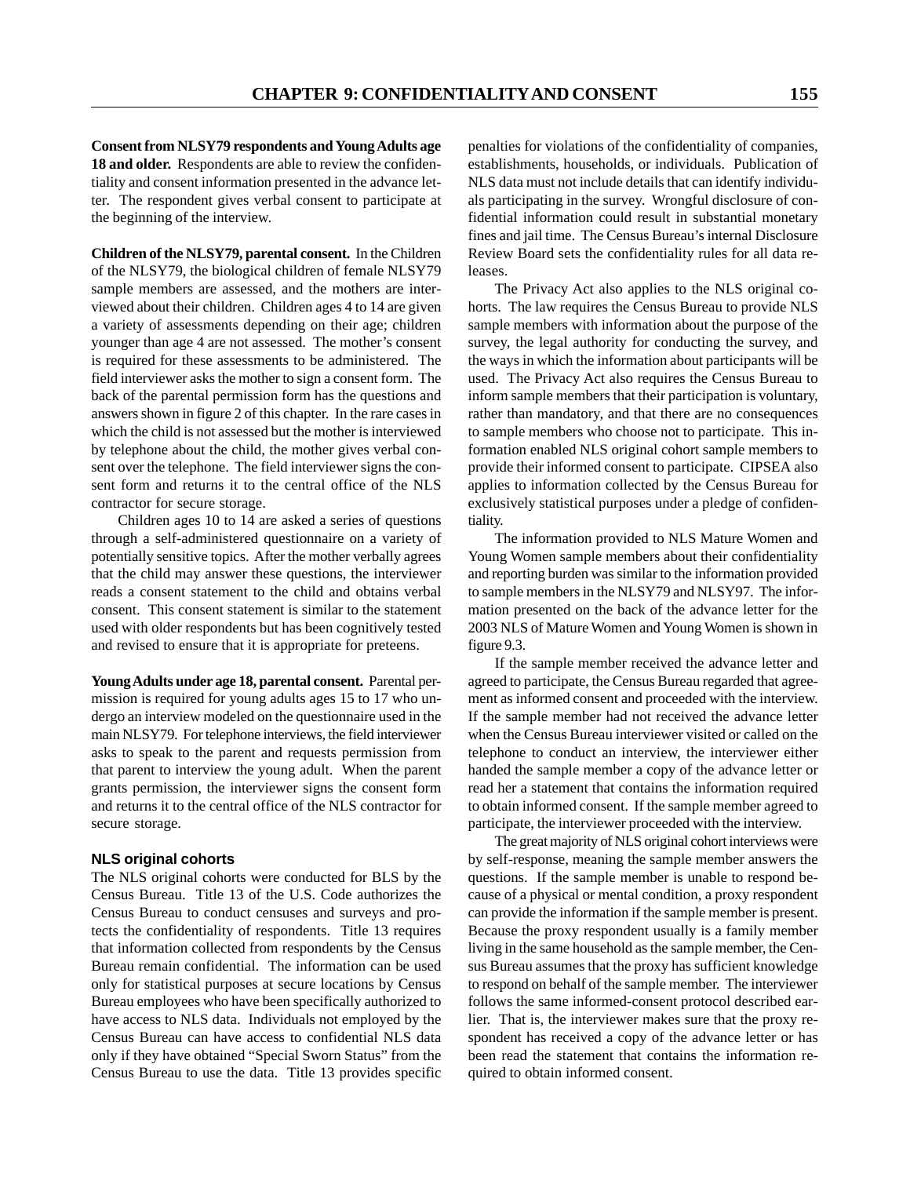**Consent from NLSY79 respondents and Young Adults age 18 and older.** Respondents are able to review the confidentiality and consent information presented in the advance letter. The respondent gives verbal consent to participate at the beginning of the interview.

**Children of the NLSY79, parental consent.** In the Children of the NLSY79, the biological children of female NLSY79 sample members are assessed, and the mothers are interviewed about their children. Children ages 4 to 14 are given a variety of assessments depending on their age; children younger than age 4 are not assessed. The mother's consent is required for these assessments to be administered. The field interviewer asks the mother to sign a consent form. The back of the parental permission form has the questions and answers shown in figure 2 of this chapter. In the rare cases in which the child is not assessed but the mother is interviewed by telephone about the child, the mother gives verbal consent over the telephone. The field interviewer signs the consent form and returns it to the central office of the NLS contractor for secure storage.

Children ages 10 to 14 are asked a series of questions through a self-administered questionnaire on a variety of potentially sensitive topics. After the mother verbally agrees that the child may answer these questions, the interviewer reads a consent statement to the child and obtains verbal consent. This consent statement is similar to the statement used with older respondents but has been cognitively tested and revised to ensure that it is appropriate for preteens.

**Young Adults under age 18, parental consent.** Parental permission is required for young adults ages 15 to 17 who undergo an interview modeled on the questionnaire used in the main NLSY79. For telephone interviews, the field interviewer asks to speak to the parent and requests permission from that parent to interview the young adult. When the parent grants permission, the interviewer signs the consent form and returns it to the central office of the NLS contractor for secure storage.

### NLS original cohorts

The NLS original cohorts were conducted for BLS by the Census Bureau. Title 13 of the U.S. Code authorizes the Census Bureau to conduct censuses and surveys and protects the confidentiality of respondents. Title 13 requires that information collected from respondents by the Census Bureau remain confidential. The information can be used only for statistical purposes at secure locations by Census Bureau employees who have been specifically authorized to have access to NLS data. Individuals not employed by the Census Bureau can have access to confidential NLS data only if they have obtained "Special Sworn Status" from the Census Bureau to use the data. Title 13 provides specific penalties for violations of the confidentiality of companies, establishments, households, or individuals. Publication of NLS data must not include details that can identify individuals participating in the survey. Wrongful disclosure of confidential information could result in substantial monetary fines and jail time. The Census Bureau's internal Disclosure Review Board sets the confidentiality rules for all data releases.

The Privacy Act also applies to the NLS original cohorts. The law requires the Census Bureau to provide NLS sample members with information about the purpose of the survey, the legal authority for conducting the survey, and the ways in which the information about participants will be used. The Privacy Act also requires the Census Bureau to inform sample members that their participation is voluntary, rather than mandatory, and that there are no consequences to sample members who choose not to participate. This information enabled NLS original cohort sample members to provide their informed consent to participate. CIPSEA also applies to information collected by the Census Bureau for exclusively statistical purposes under a pledge of confidentiality.

The information provided to NLS Mature Women and Young Women sample members about their confidentiality and reporting burden was similar to the information provided to sample members in the NLSY79 and NLSY97. The information presented on the back of the advance letter for the 2003 NLS of Mature Women and Young Women is shown in figure 9.3.

If the sample member received the advance letter and agreed to participate, the Census Bureau regarded that agreement as informed consent and proceeded with the interview. If the sample member had not received the advance letter when the Census Bureau interviewer visited or called on the telephone to conduct an interview, the interviewer either handed the sample member a copy of the advance letter or read her a statement that contains the information required to obtain informed consent. If the sample member agreed to participate, the interviewer proceeded with the interview.

The great majority of NLS original cohort interviews were by self-response, meaning the sample member answers the questions. If the sample member is unable to respond because of a physical or mental condition, a proxy respondent can provide the information if the sample member is present. Because the proxy respondent usually is a family member living in the same household as the sample member, the Census Bureau assumes that the proxy has sufficient knowledge to respond on behalf of the sample member. The interviewer follows the same informed-consent protocol described earlier. That is, the interviewer makes sure that the proxy respondent has received a copy of the advance letter or has been read the statement that contains the information required to obtain informed consent.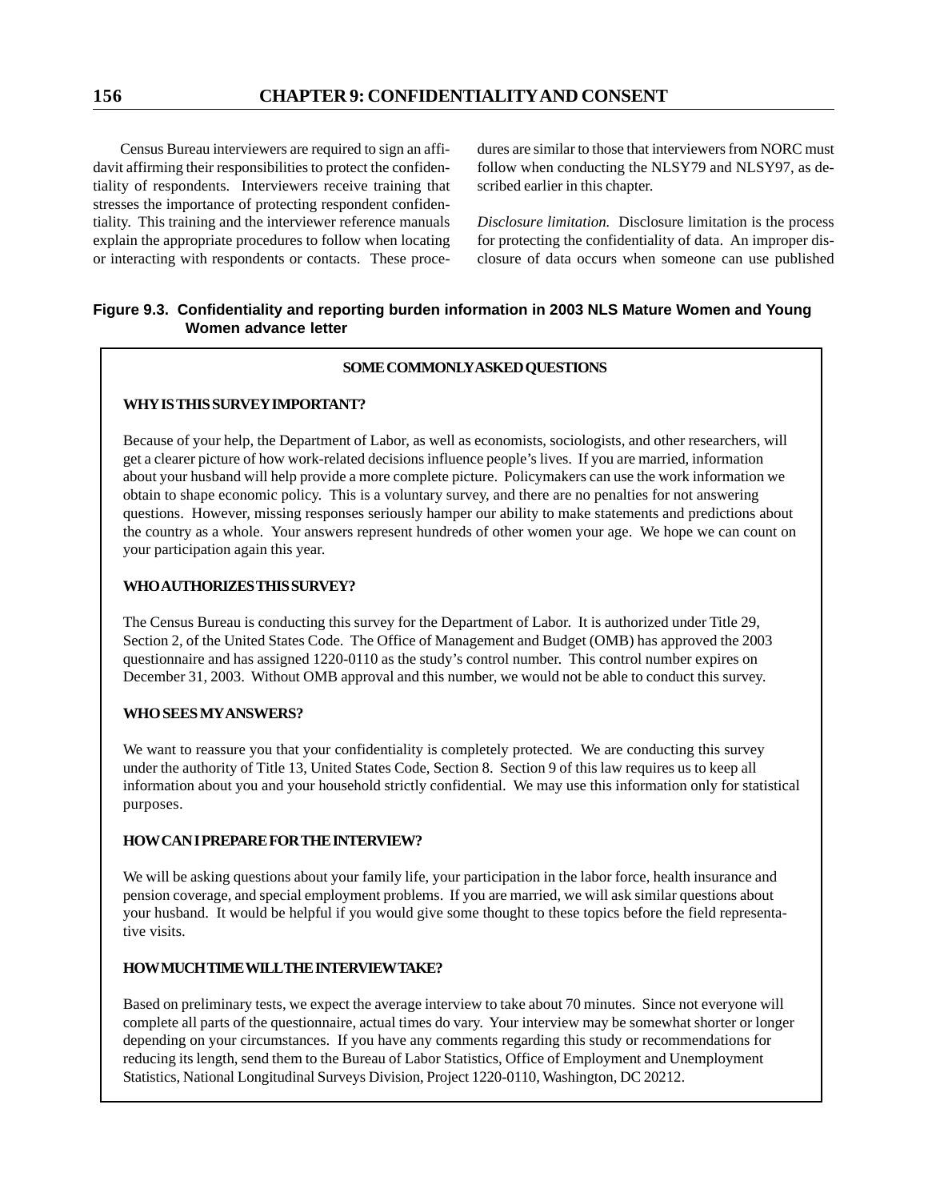Census Bureau interviewers are required to sign an affidavit affirming their responsibilities to protect the confidentiality of respondents. Interviewers receive training that stresses the importance of protecting respondent confidentiality. This training and the interviewer reference manuals explain the appropriate procedures to follow when locating or interacting with respondents or contacts. These procedures are similar to those that interviewers from NORC must follow when conducting the NLSY79 and NLSY97, as described earlier in this chapter.

*Disclosure limitation.* Disclosure limitation is the process for protecting the confidentiality of data. An improper disclosure of data occurs when someone can use published

**Figure 9.3. Confidentiality and reporting burden information in 2003 NLS Mature Women and Young Women advance letter**

**SOME COMMONLY ASKED QUESTIONS**

**WHY IS THIS SURVEY IMPORTANT?**

Because of your help, the Department of Labor, as well as economists, sociologists, and other researchers, will get a clearer picture of how work-related decisions influence people's lives. If you are married, information about your husband will help provide a more complete picture. Policymakers can use the work information we obtain to shape economic policy. This is a voluntary survey, and there are no penalties for not answering questions. However, missing responses seriously hamper our ability to make statements and predictions about the country as a whole. Your answers represent hundreds of other women your age. We hope we can count on your participation again this year.

**WHO AUTHORIZES THIS SURVEY?**

The Census Bureau is conducting this survey for the Department of Labor. It is authorized under Title 29, Section 2, of the United States Code. The Office of Management and Budget (OMB) has approved the 2003 questionnaire and has assigned 1220-0110 as the study's control number. This control number expires on December 31, 2003. Without OMB approval and this number, we would not be able to conduct this survey.

**WHO SEES MY ANSWERS?**

We want to reassure you that your confidentiality is completely protected. We are conducting this survey under the authority of Title 13, United States Code, Section 8. Section 9 of this law requires us to keep all information about you and your household strictly confidential. We may use this information only for statistical purposes.

**HOW CAN I PREPARE FOR THE INTERVIEW?**

We will be asking questions about your family life, your participation in the labor force, health insurance and pension coverage, and special employment problems. If you are married, we will ask similar questions about your husband. It would be helpful if you would give some thought to these topics before the field representative visits.

**HOW MUCH TIME WILL THE INTERVIEW TAKE?**

Based on preliminary tests, we expect the average interview to take about 70 minutes. Since not everyone will complete all parts of the questionnaire, actual times do vary. Your interview may be somewhat shorter or longer depending on your circumstances. If you have any comments regarding this study or recommendations for reducing its length, send them to the Bureau of Labor Statistics, Office of Employment and Unemployment Statistics, National Longitudinal Surveys Division, Project 1220-0110, Washington, DC 20212.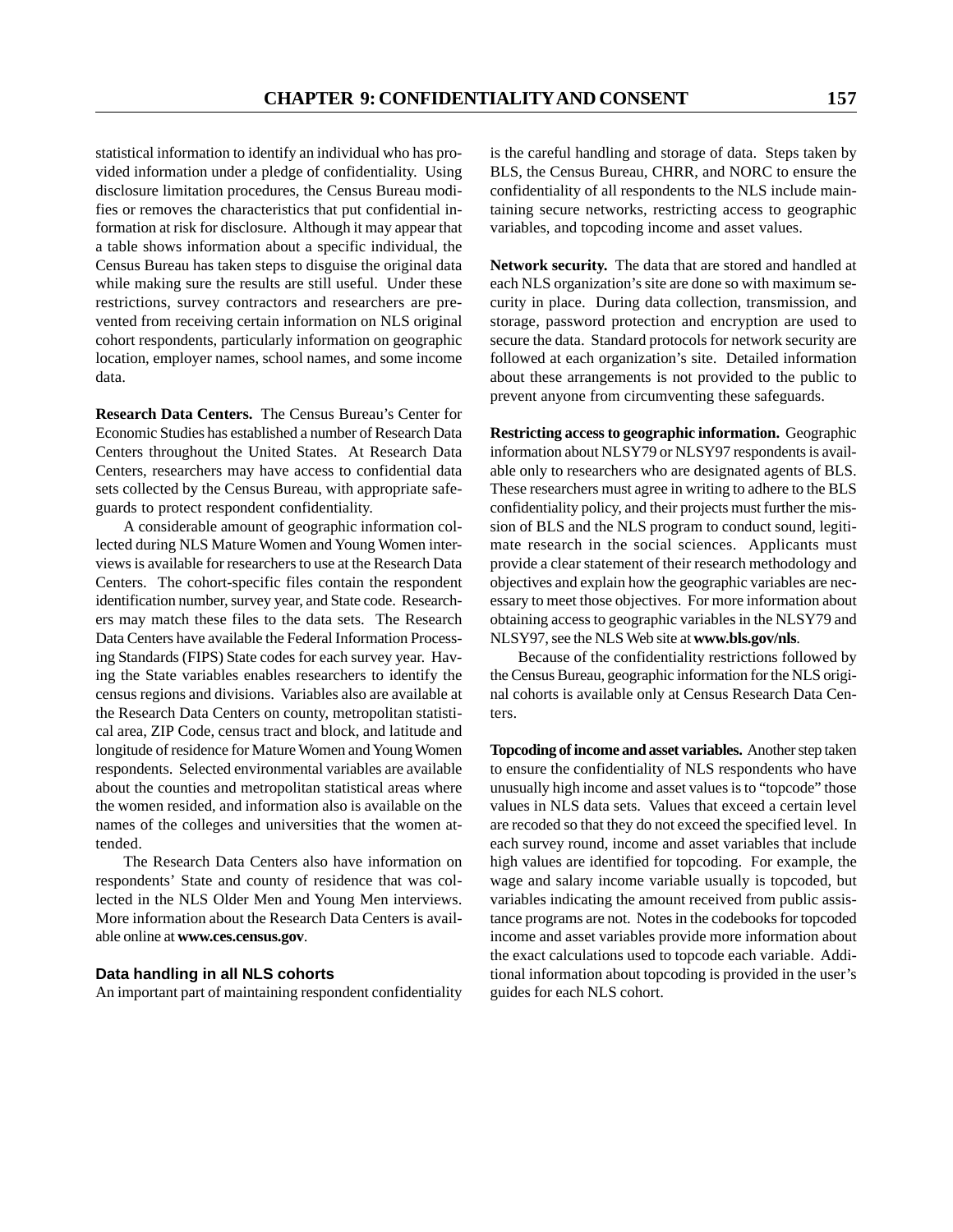statistical information to identify an individual who has provided information under a pledge of confidentiality. Using disclosure limitation procedures, the Census Bureau modifies or removes the characteristics that put confidential information at risk for disclosure. Although it may appear that a table shows information about a specific individual, the Census Bureau has taken steps to disguise the original data while making sure the results are still useful. Under these restrictions, survey contractors and researchers are prevented from receiving certain information on NLS original cohort respondents, particularly information on geographic location, employer names, school names, and some income data.

**Research Data Centers.** The Census Bureau's Center for Economic Studies has established a number of Research Data Centers throughout the United States. At Research Data Centers, researchers may have access to confidential data sets collected by the Census Bureau, with appropriate safeguards to protect respondent confidentiality.

A considerable amount of geographic information collected during NLS Mature Women and Young Women interviews is available for researchers to use at the Research Data Centers. The cohort-specific files contain the respondent identification number, survey year, and State code. Researchers may match these files to the data sets. The Research Data Centers have available the Federal Information Processing Standards (FIPS) State codes for each survey year. Having the State variables enables researchers to identify the census regions and divisions. Variables also are available at the Research Data Centers on county, metropolitan statistical area, ZIP Code, census tract and block, and latitude and longitude of residence for Mature Women and Young Women respondents. Selected environmental variables are available about the counties and metropolitan statistical areas where the women resided, and information also is available on the names of the colleges and universities that the women attended.

The Research Data Centers also have information on respondents' State and county of residence that was collected in the NLS Older Men and Young Men interviews. More information about the Research Data Centers is available online at **www.ces.census.gov**.

### Data handling in all NLS cohorts

An important part of maintaining respondent confidentiality is the careful handling and storage of data. Steps taken by BLS, the Census Bureau, CHRR, and NORC to ensure the confidentiality of all respondents to the NLS include maintaining secure networks, restricting access to geographic variables, and topcoding income and asset values.

**Network security.** The data that are stored and handled at each NLS organization's site are done so with maximum security in place. During data collection, transmission, and storage, password protection and encryption are used to secure the data. Standard protocols for network security are followed at each organization's site. Detailed information about these arrangements is not provided to the public to prevent anyone from circumventing these safeguards.

**Restricting access to geographic information.** Geographic information about NLSY79 or NLSY97 respondents is available only to researchers who are designated agents of BLS. These researchers must agree in writing to adhere to the BLS confidentiality policy, and their projects must further the mission of BLS and the NLS program to conduct sound, legitimate research in the social sciences. Applicants must provide a clear statement of their research methodology and objectives and explain how the geographic variables are necessary to meet those objectives. For more information about obtaining access to geographic variables in the NLSY79 and NLSY97, see the NLS Web site at **www.bls.gov/nls**.

Because of the confidentiality restrictions followed by the Census Bureau, geographic information for the NLS original cohorts is available only at Census Research Data Centers.

**Topcoding of income and asset variables.** Another step taken to ensure the confidentiality of NLS respondents who have unusually high income and asset values is to "topcode" those values in NLS data sets. Values that exceed a certain level are recoded so that they do not exceed the specified level. In each survey round, income and asset variables that include high values are identified for topcoding. For example, the wage and salary income variable usually is topcoded, but variables indicating the amount received from public assistance programs are not. Notes in the codebooks for topcoded income and asset variables provide more information about the exact calculations used to topcode each variable. Additional information about topcoding is provided in the user's guides for each NLS cohort.